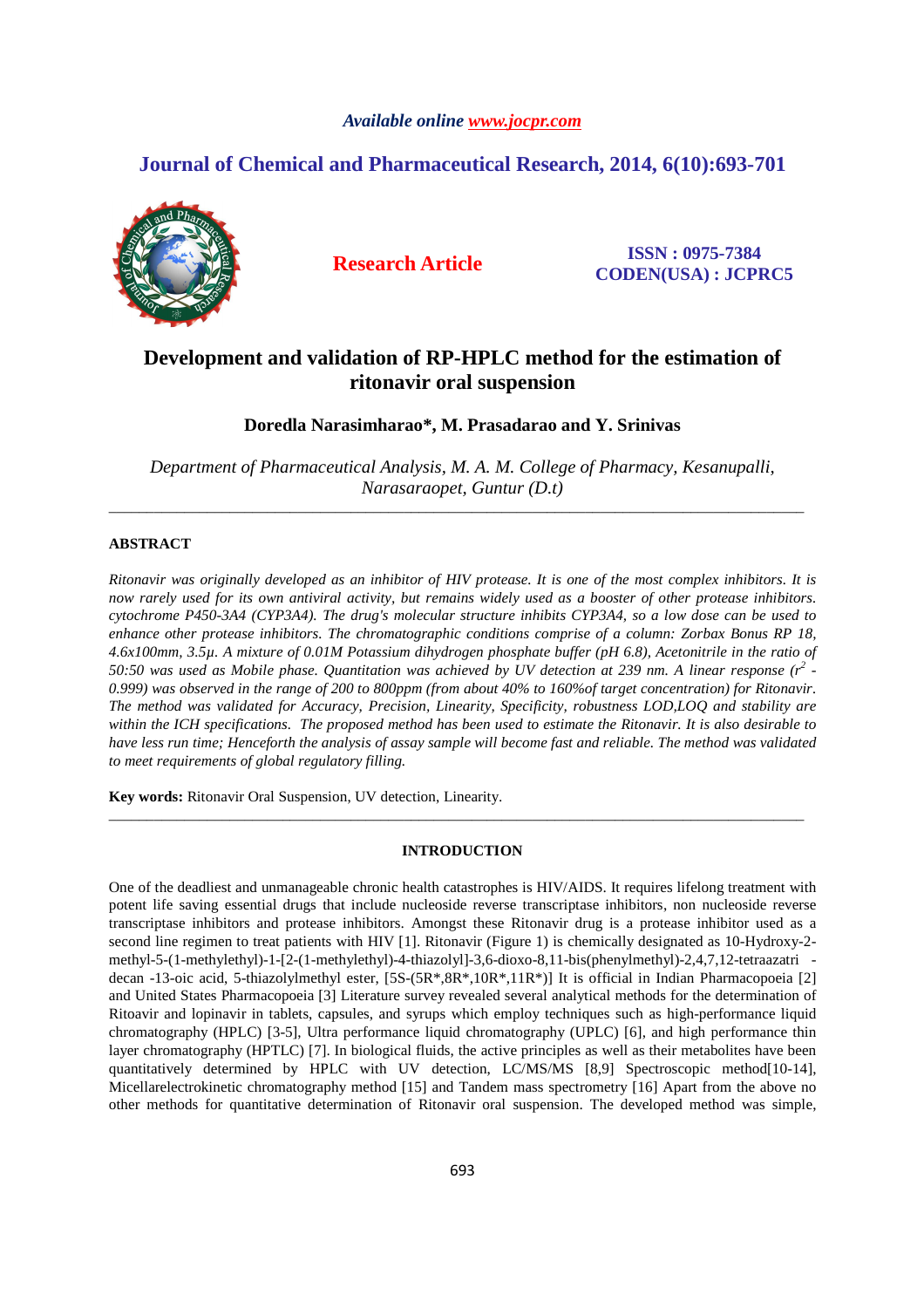Available online www.jocpr.com

# Journal of Chemical and Pharmaceutical Research, 2014, 6(10):693-701

**Research Article**

**ISSN : 0975-7384**
**CODEN(USA) : JCPRC5**

# Development and validation of RP-HPLC method for the estimation of ritonavir oral suspension

**Doredla Narasimharao\*, M. Prasadarao and Y. Srinivas**

*Department of Pharmaceutical Analysis, M. A. M. College of Pharmacy, Kesanupalli, Narasaraopet, Guntur (D.t)*

---

## ABSTRACT

*Ritonavir was originally developed as an inhibitor of HIV protease. It is one of the most complex inhibitors. It is now rarely used for its own antiviral activity, but remains widely used as a booster of other protease inhibitors. cytochrome P450-3A4 (CYP3A4). The drug's molecular structure inhibits CYP3A4, so a low dose can be used to enhance other protease inhibitors. The chromatographic conditions comprise of a column: Zorbax Bonus RP 18, 4.6x100mm, 3.5µ. A mixture of 0.01M Potassium dihydrogen phosphate buffer (pH 6.8), Acetonitrile in the ratio of 50:50 was used as Mobile phase. Quantitation was achieved by UV detection at 239 nm. A linear response ($r^2$ - 0.999) was observed in the range of 200 to 800ppm (from about 40% to 160%of target concentration) for Ritonavir. The method was validated for Accuracy, Precision, Linearity, Specificity, robustness LOD,LOQ and stability are within the ICH specifications. The proposed method has been used to estimate the Ritonavir. It is also desirable to have less run time; Henceforth the analysis of assay sample will become fast and reliable. The method was validated to meet requirements of global regulatory filling.*

**Key words:** Ritonavir Oral Suspension, UV detection, Linearity.

---

## INTRODUCTION

One of the deadliest and unmanageable chronic health catastrophes is HIV/AIDS. It requires lifelong treatment with potent life saving essential drugs that include nucleoside reverse transcriptase inhibitors, non nucleoside reverse transcriptase inhibitors and protease inhibitors. Amongst these Ritonavir drug is a protease inhibitor used as a second line regimen to treat patients with HIV [1]. Ritonavir (Figure 1) is chemically designated as 10-Hydroxy-2-methyl-5-(1-methylethyl)-1-[2-(1-methylethyl)-4-thiazolyl]-3,6-dioxo-8,11-bis(phenylmethyl)-2,4,7,12-tetraazatri -decan -13-oic acid, 5-thiazolylmethyl ester, [5S-(5R\*,8R\*,10R\*,11R\*)] It is official in Indian Pharmacopoeia [2] and United States Pharmacopoeia [3] Literature survey revealed several analytical methods for the determination of Ritoavir and lopinavir in tablets, capsules, and syrups which employ techniques such as high-performance liquid chromatography (HPLC) [3-5], Ultra performance liquid chromatography (UPLC) [6], and high performance thin layer chromatography (HPTLC) [7]. In biological fluids, the active principles as well as their metabolites have been quantitatively determined by HPLC with UV detection, LC/MS/MS [8,9] Spectroscopic method[10-14], Micellarelectrokinetic chromatography method [15] and Tandem mass spectrometry [16] Apart from the above no other methods for quantitative determination of Ritonavir oral suspension. The developed method was simple,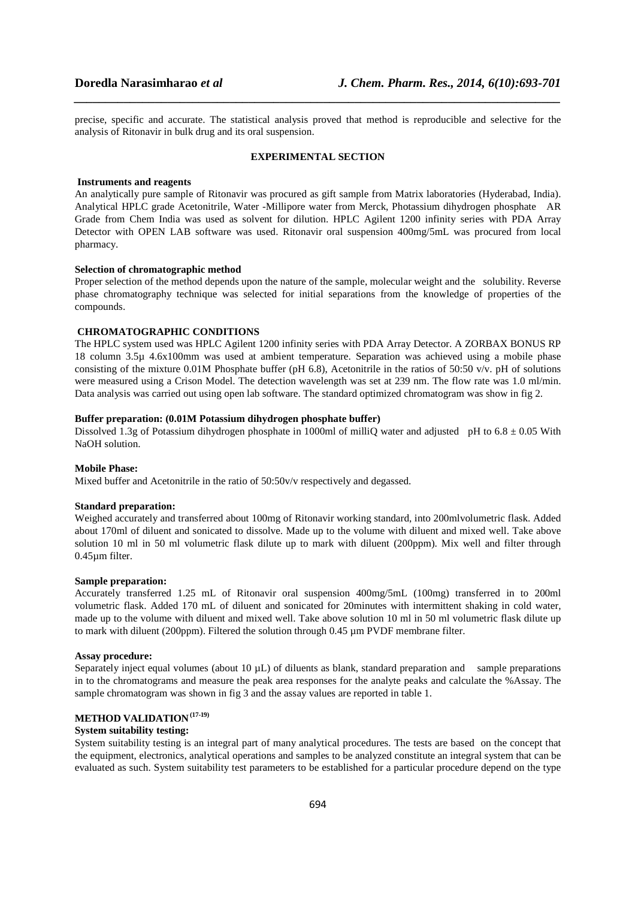precise, specific and accurate. The statistical analysis proved that method is reproducible and selective for the analysis of Ritonavir in bulk drug and its oral suspension.

## EXPERIMENTAL SECTION

### Instruments and reagents

An analytically pure sample of Ritonavir was procured as gift sample from Matrix laboratories (Hyderabad, India). Analytical HPLC grade Acetonitrile, Water -Millipore water from Merck, Photassium dihydrogen phosphate AR Grade from Chem India was used as solvent for dilution. HPLC Agilent 1200 infinity series with PDA Array Detector with OPEN LAB software was used. Ritonavir oral suspension 400mg/5mL was procured from local pharmacy.

### Selection of chromatographic method

Proper selection of the method depends upon the nature of the sample, molecular weight and the solubility. Reverse phase chromatography technique was selected for initial separations from the knowledge of properties of the compounds.

### CHROMATOGRAPHIC CONDITIONS

The HPLC system used was HPLC Agilent 1200 infinity series with PDA Array Detector. A ZORBAX BONUS RP 18 column 3.5µ 4.6x100mm was used at ambient temperature. Separation was achieved using a mobile phase consisting of the mixture 0.01M Phosphate buffer (pH 6.8), Acetonitrile in the ratios of 50:50 v/v. pH of solutions were measured using a Crison Model. The detection wavelength was set at 239 nm. The flow rate was 1.0 ml/min. Data analysis was carried out using open lab software. The standard optimized chromatogram was show in fig 2.

### Buffer preparation: (0.01M Potassium dihydrogen phosphate buffer)

Dissolved 1.3g of Potassium dihydrogen phosphate in 1000ml of milliQ water and adjusted pH to 6.8 ± 0.05 With NaOH solution.

### Mobile Phase:

Mixed buffer and Acetonitrile in the ratio of 50:50v/v respectively and degassed.

### Standard preparation:

Weighed accurately and transferred about 100mg of Ritonavir working standard, into 200mlvolumetric flask. Added about 170ml of diluent and sonicated to dissolve. Made up to the volume with diluent and mixed well. Take above solution 10 ml in 50 ml volumetric flask dilute up to mark with diluent (200ppm). Mix well and filter through 0.45µm filter.

### Sample preparation:

Accurately transferred 1.25 mL of Ritonavir oral suspension 400mg/5mL (100mg) transferred in to 200ml volumetric flask. Added 170 mL of diluent and sonicated for 20minutes with intermittent shaking in cold water, made up to the volume with diluent and mixed well. Take above solution 10 ml in 50 ml volumetric flask dilute up to mark with diluent (200ppm). Filtered the solution through 0.45 µm PVDF membrane filter.

### Assay procedure:

Separately inject equal volumes (about 10 µL) of diluents as blank, standard preparation and sample preparations in to the chromatograms and measure the peak area responses for the analyte peaks and calculate the %Assay. The sample chromatogram was shown in fig 3 and the assay values are reported in table 1.

## METHOD VALIDATION [17-19]

### System suitability testing:

System suitability testing is an integral part of many analytical procedures. The tests are based on the concept that the equipment, electronics, analytical operations and samples to be analyzed constitute an integral system that can be evaluated as such. System suitability test parameters to be established for a particular procedure depend on the type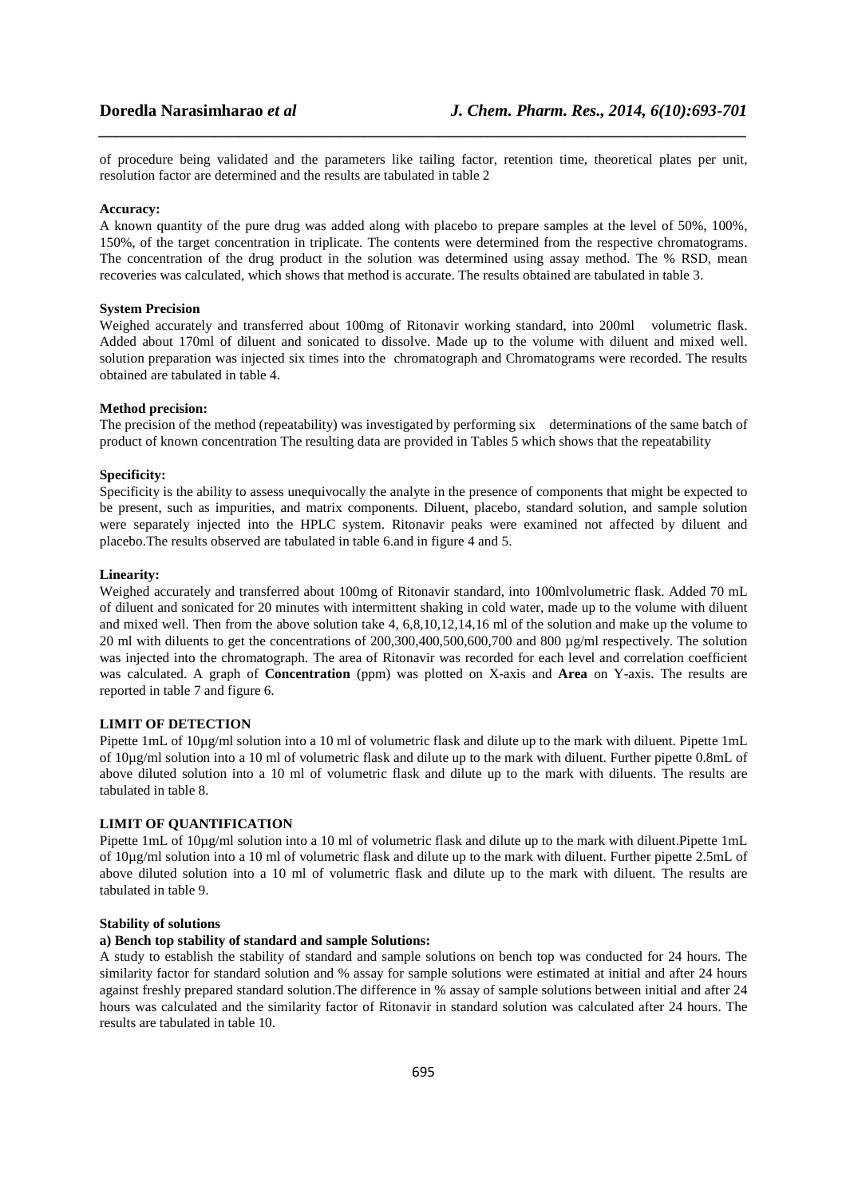of procedure being validated and the parameters like tailing factor, retention time, theoretical plates per unit, resolution factor are determined and the results are tabulated in table 2

**Accuracy:**

A known quantity of the pure drug was added along with placebo to prepare samples at the level of 50%, 100%, 150%, of the target concentration in triplicate. The contents were determined from the respective chromatograms. The concentration of the drug product in the solution was determined using assay method. The % RSD, mean recoveries was calculated, which shows that method is accurate. The results obtained are tabulated in table 3.

**System Precision**

Weighed accurately and transferred about 100mg of Ritonavir working standard, into 200ml volumetric flask. Added about 170ml of diluent and sonicated to dissolve. Made up to the volume with diluent and mixed well. solution preparation was injected six times into the chromatograph and Chromatograms were recorded. The results obtained are tabulated in table 4.

**Method precision:**

The precision of the method (repeatability) was investigated by performing six determinations of the same batch of product of known concentration The resulting data are provided in Tables 5 which shows that the repeatability

**Specificity:**

Specificity is the ability to assess unequivocally the analyte in the presence of components that might be expected to be present, such as impurities, and matrix components. Diluent, placebo, standard solution, and sample solution were separately injected into the HPLC system. Ritonavir peaks were examined not affected by diluent and placebo.The results observed are tabulated in table 6.and in figure 4 and 5.

**Linearity:**

Weighed accurately and transferred about 100mg of Ritonavir standard, into 100mlvolumetric flask. Added 70 mL of diluent and sonicated for 20 minutes with intermittent shaking in cold water, made up to the volume with diluent and mixed well. Then from the above solution take 4, 6,8,10,12,14,16 ml of the solution and make up the volume to 20 ml with diluents to get the concentrations of 200,300,400,500,600,700 and 800 µg/ml respectively. The solution was injected into the chromatograph. The area of Ritonavir was recorded for each level and correlation coefficient was calculated. A graph of **Concentration** (ppm) was plotted on X-axis and **Area** on Y-axis. The results are reported in table 7 and figure 6.

**LIMIT OF DETECTION**

Pipette 1mL of 10µg/ml solution into a 10 ml of volumetric flask and dilute up to the mark with diluent. Pipette 1mL of 10µg/ml solution into a 10 ml of volumetric flask and dilute up to the mark with diluent. Further pipette 0.8mL of above diluted solution into a 10 ml of volumetric flask and dilute up to the mark with diluents. The results are tabulated in table 8.

**LIMIT OF QUANTIFICATION**

Pipette 1mL of 10µg/ml solution into a 10 ml of volumetric flask and dilute up to the mark with diluent.Pipette 1mL of 10µg/ml solution into a 10 ml of volumetric flask and dilute up to the mark with diluent. Further pipette 2.5mL of above diluted solution into a 10 ml of volumetric flask and dilute up to the mark with diluent. The results are tabulated in table 9.

**Stability of solutions**

**a) Bench top stability of standard and sample Solutions:**

A study to establish the stability of standard and sample solutions on bench top was conducted for 24 hours. The similarity factor for standard solution and % assay for sample solutions were estimated at initial and after 24 hours against freshly prepared standard solution.The difference in % assay of sample solutions between initial and after 24 hours was calculated and the similarity factor of Ritonavir in standard solution was calculated after 24 hours. The results are tabulated in table 10.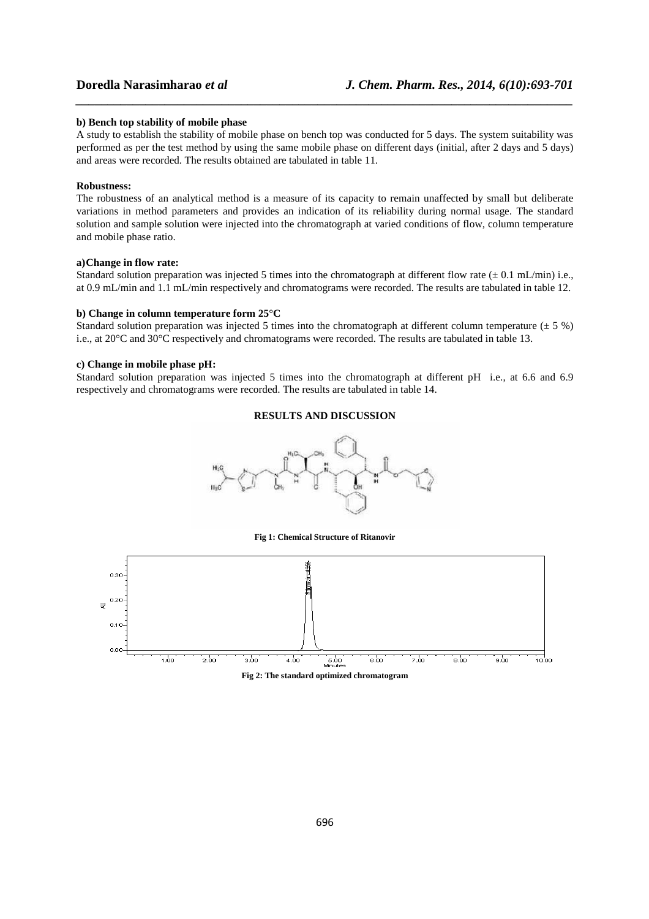**b) Bench top stability of mobile phase**

A study to establish the stability of mobile phase on bench top was conducted for 5 days. The system suitability was performed as per the test method by using the same mobile phase on different days (initial, after 2 days and 5 days) and areas were recorded. The results obtained are tabulated in table 11.

**Robustness:**

The robustness of an analytical method is a measure of its capacity to remain unaffected by small but deliberate variations in method parameters and provides an indication of its reliability during normal usage. The standard solution and sample solution were injected into the chromatograph at varied conditions of flow, column temperature and mobile phase ratio.

**a)Change in flow rate:**

Standard solution preparation was injected 5 times into the chromatograph at different flow rate (± 0.1 mL/min) i.e., at 0.9 mL/min and 1.1 mL/min respectively and chromatograms were recorded. The results are tabulated in table 12.

**b) Change in column temperature form 25°C**

Standard solution preparation was injected 5 times into the chromatograph at different column temperature (± 5 %) i.e., at 20°C and 30°C respectively and chromatograms were recorded. The results are tabulated in table 13.

**c) Change in mobile phase pH:**

Standard solution preparation was injected 5 times into the chromatograph at different pH i.e., at 6.6 and 6.9 respectively and chromatograms were recorded. The results are tabulated in table 14.

## RESULTS AND DISCUSSION

**Fig 1: Chemical Structure of Ritanovir**

**Fig 2: The standard optimized chromatogram**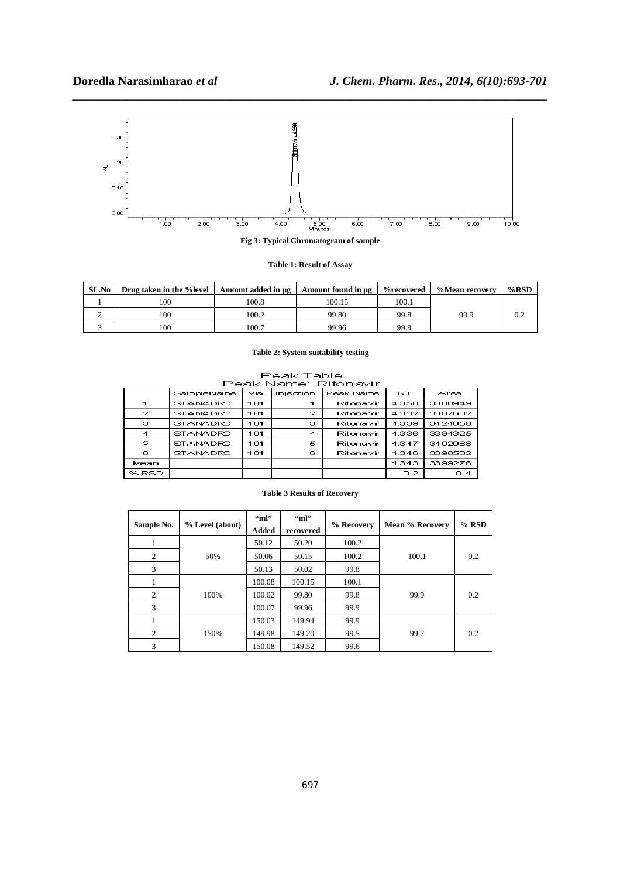**Fig 3: Typical Chromatogram of sample**

**Table 1: Result of Assay**

| SL.No | Drug taken in the %level | Amount added in µg | Amount found in µg | %recovered | %Mean recovery | %RSD |
|---|---|---|---|---|---|---|
| 1 | 100 | 100.8 | 100.15 | 100.1 | 99.9 | 0.2 |
| 2 | 100 | 100.2 | 99.80 | 99.8 | | |
| 3 | 100 | 100.7 | 99.96 | 99.9 | | |

**Table 2: System suitability testing**

Peak Table
Peak Name: Ritonavir

| | SampleName | Vial | Injection | Peak Name | RT | Area |
|---|---|---|---|---|---|---|
| 1 | STANADRD | 101 | 1 | Ritonavir | 4.358 | 3388949 |
| 2 | STANADRD | 101 | 2 | Ritonavir | 4.332 | 3387582 |
| 3 | STANADRD | 101 | 3 | Ritonavir | 4.339 | 3424050 |
| 4 | STANADRD | 101 | 4 | Ritonavir | 4.336 | 3394325 |
| 5 | STANADRD | 101 | 5 | Ritonavir | 4.347 | 3402068 |
| 6 | STANADRD | 101 | 6 | Ritonavir | 4.346 | 3398582 |
| Mean | | | | | 4.343 | 3399276 |
| % RSD | | | | | 0.2 | 0.4 |

**Table 3 Results of Recovery**

| Sample No. | % Level (about) | "ml" Added | "ml" recovered | % Recovery | Mean % Recovery | % RSD |
|---|---|---|---|---|---|---|
| 1 | 50% | 50.12 | 50.20 | 100.2 | 100.1 | 0.2 |
| 2 | | 50.06 | 50.15 | 100.2 | | |
| 3 | | 50.13 | 50.02 | 99.8 | | |
| 1 | 100% | 100.08 | 100.15 | 100.1 | 99.9 | 0.2 |
| 2 | | 100.02 | 99.80 | 99.8 | | |
| 3 | | 100.07 | 99.96 | 99.9 | | |
| 1 | 150% | 150.03 | 149.94 | 99.9 | 99.7 | 0.2 |
| 2 | | 149.98 | 149.20 | 99.5 | | |
| 3 | | 150.08 | 149.52 | 99.6 | | |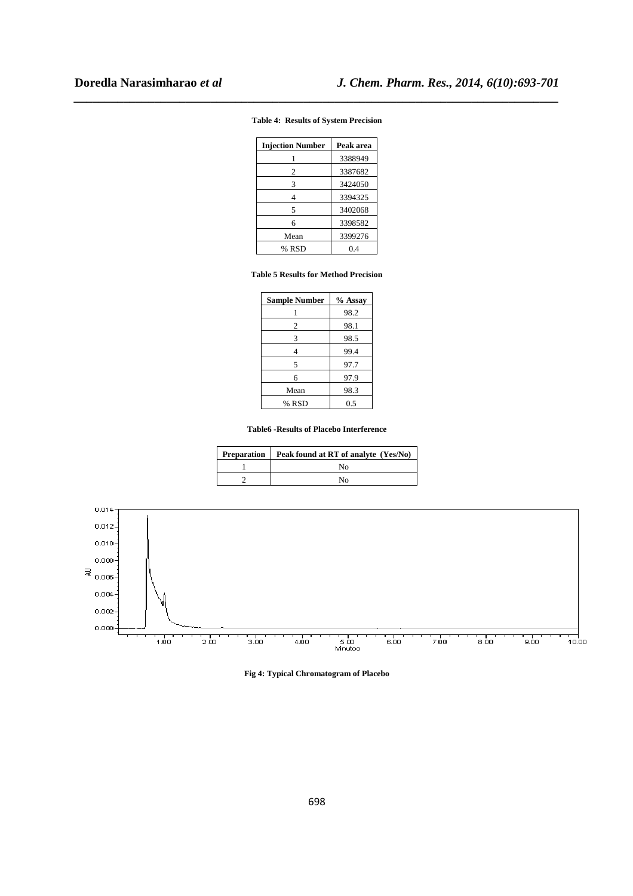**Table 4: Results of System Precision**

| Injection Number | Peak area |
|---|---|
| 1 | 3388949 |
| 2 | 3387682 |
| 3 | 3424050 |
| 4 | 3394325 |
| 5 | 3402068 |
| 6 | 3398582 |
| Mean | 3399276 |
| % RSD | 0.4 |

**Table 5 Results for Method Precision**

| Sample Number | % Assay |
|---|---|
| 1 | 98.2 |
| 2 | 98.1 |
| 3 | 98.5 |
| 4 | 99.4 |
| 5 | 97.7 |
| 6 | 97.9 |
| Mean | 98.3 |
| % RSD | 0.5 |

**Table6 -Results of Placebo Interference**

| Preparation | Peak found at RT of analyte (Yes/No) |
|---|---|
| 1 | No |
| 2 | No |

**Fig 4: Typical Chromatogram of Placebo**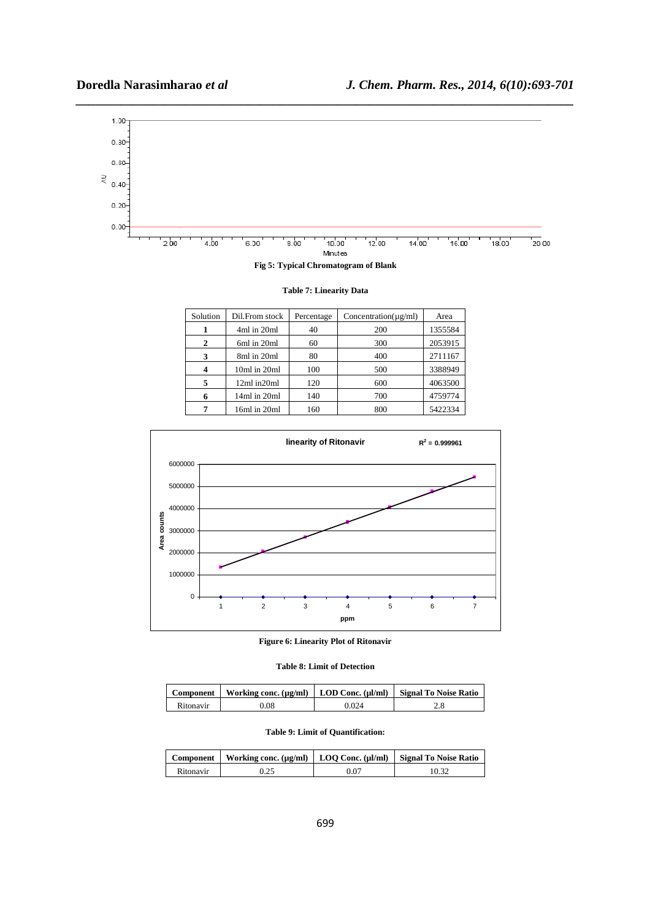Fig 5: Typical Chromatogram of Blank

**Table 7: Linearity Data**

| Solution | Dil.From stock | Percentage | Concentration(µg/ml) | Area |
|---|---|---|---|---|
| **1** | 4ml in 20ml | 40 | 200 | 1355584 |
| **2** | 6ml in 20ml | 60 | 300 | 2053915 |
| **3** | 8ml in 20ml | 80 | 400 | 2711167 |
| **4** | 10ml in 20ml | 100 | 500 | 3388949 |
| **5** | 12ml in20ml | 120 | 600 | 4063500 |
| **6** | 14ml in 20ml | 140 | 700 | 4759774 |
| **7** | 16ml in 20ml | 160 | 800 | 5422334 |

**Figure 6: Linearity Plot of Ritonavir**

**Table 8: Limit of Detection**

| Component | Working conc. (µg/ml) | LOD Conc. (µl/ml) | Signal To Noise Ratio |
|---|---|---|---|
| Ritonavir | 0.08 | 0.024 | 2.8 |

**Table 9: Limit of Quantification:**

| Component | Working conc. (µg/ml) | LOQ Conc. (µl/ml) | Signal To Noise Ratio |
|---|---|---|---|
| Ritonavir | 0.25 | 0.07 | 10.32 |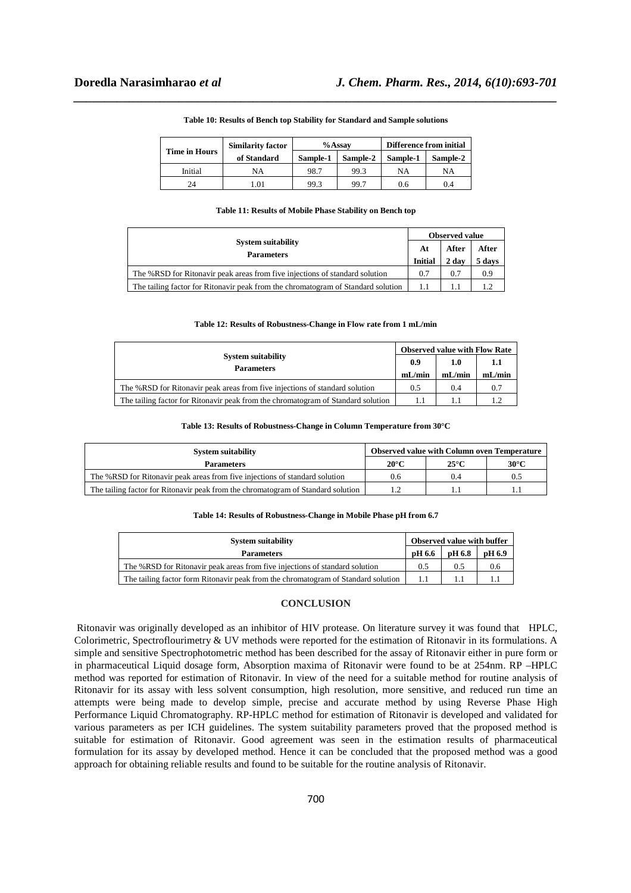**Table 10: Results of Bench top Stability for Standard and Sample solutions**

| Time in Hours | Similarity factor of Standard | %Assay | | Difference from initial | |
|---|---|---|---|---|---|
| | | Sample-1 | Sample-2 | Sample-1 | Sample-2 |
| Initial | NA | 98.7 | 99.3 | NA | NA |
| 24 | 1.01 | 99.3 | 99.7 | 0.6 | 0.4 |

**Table 11: Results of Mobile Phase Stability on Bench top**

| System suitability Parameters | Observed value | | |
|---|---|---|---|
| | At Initial | After 2 day | After 5 days |
| The %RSD for Ritonavir peak areas from five injections of standard solution | 0.7 | 0.7 | 0.9 |
| The tailing factor for Ritonavir peak from the chromatogram of Standard solution | 1.1 | 1.1 | 1.2 |

**Table 12: Results of Robustness-Change in Flow rate from 1 mL/min**

| System suitability Parameters | Observed value with Flow Rate | | |
|---|---|---|---|
| | 0.9 mL/min | 1.0 mL/min | 1.1 mL/min |
| The %RSD for Ritonavir peak areas from five injections of standard solution | 0.5 | 0.4 | 0.7 |
| The tailing factor for Ritonavir peak from the chromatogram of Standard solution | 1.1 | 1.1 | 1.2 |

**Table 13: Results of Robustness-Change in Column Temperature from 30°C**

| System suitability | Observed value with Column oven Temperature | | |
|---|---|---|---|
| Parameters | 20°C | 25°C | 30°C |
| The %RSD for Ritonavir peak areas from five injections of standard solution | 0.6 | 0.4 | 0.5 |
| The tailing factor for Ritonavir peak from the chromatogram of Standard solution | 1.2 | 1.1 | 1.1 |

**Table 14: Results of Robustness-Change in Mobile Phase pH from 6.7**

| System suitability | Observed value with buffer | | |
|---|---|---|---|
| Parameters | pH 6.6 | pH 6.8 | pH 6.9 |
| The %RSD for Ritonavir peak areas from five injections of standard solution | 0.5 | 0.5 | 0.6 |
| The tailing factor form Ritonavir peak from the chromatogram of Standard solution | 1.1 | 1.1 | 1.1 |

## CONCLUSION

Ritonavir was originally developed as an inhibitor of HIV protease. On literature survey it was found that HPLC, Colorimetric, Spectroflourimetry & UV methods were reported for the estimation of Ritonavir in its formulations. A simple and sensitive Spectrophotometric method has been described for the assay of Ritonavir either in pure form or in pharmaceutical Liquid dosage form, Absorption maxima of Ritonavir were found to be at 254nm. RP –HPLC method was reported for estimation of Ritonavir. In view of the need for a suitable method for routine analysis of Ritonavir for its assay with less solvent consumption, high resolution, more sensitive, and reduced run time an attempts were being made to develop simple, precise and accurate method by using Reverse Phase High Performance Liquid Chromatography. RP-HPLC method for estimation of Ritonavir is developed and validated for various parameters as per ICH guidelines. The system suitability parameters proved that the proposed method is suitable for estimation of Ritonavir. Good agreement was seen in the estimation results of pharmaceutical formulation for its assay by developed method. Hence it can be concluded that the proposed method was a good approach for obtaining reliable results and found to be suitable for the routine analysis of Ritonavir.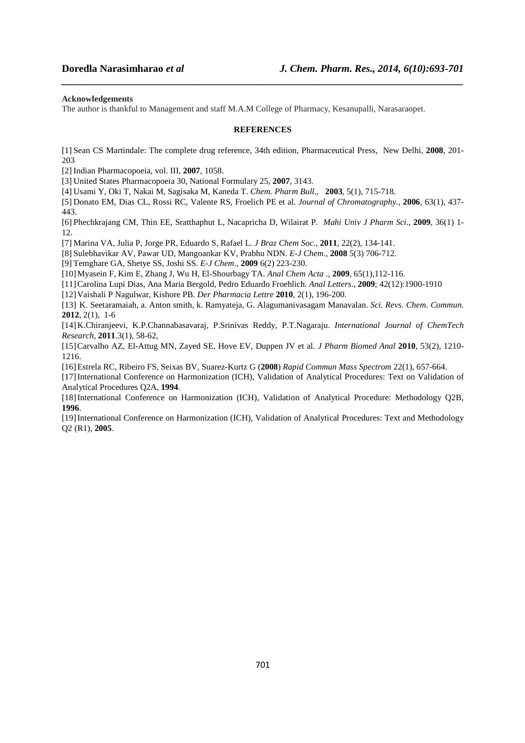**Acknowledgements**

The author is thankful to Management and staff M.A.M College of Pharmacy, Kesanupalli, Narasaraopet.

## REFERENCES

[1] Sean CS Martindale: The complete drug reference, 34th edition, Pharmaceutical Press, New Delhi, **2008**, 201-203

[2] Indian Pharmacopoeia, vol. III, **2007**, 1058.

[3] United States Pharmacopoeia 30, National Formulary 25, **2007**, 3143.

[4] Usami Y, Oki T, Nakai M, Sagisaka M, Kaneda T. *Chem. Pharm Bull*., **2003**, 5(1), 715-718.

[5] Donato EM, Dias CL, Rossi RC, Valente RS, Froelich PE et al. *Journal of Chromatography.*, **2006**, 63(1), 437-443.

[6] Phechkrajang CM, Thin EE, Sratthaphut L, Nacapricha D, Wilairat P. *Mahi Univ J Pharm Sci*., **2009**, 36(1) 1-12.

[7] Marina VA, Julia P, Jorge PR, Eduardo S, Rafael L. *J Braz Chem Soc*., **2011**, 22(2), 134-141.

[8] Sulebhavikar AV, Pawar UD, Mangoankar KV, Prabhu NDN. *E-J Chem*., **2008** 5(3) 706-712.

[9] Temghare GA, Shetye SS, Joshi SS. *E-J Chem*., **2009** 6(2) 223-230.

[10] Myasein F, Kim E, Zhang J, Wu H, El-Shourbagy TA. *Anal Chem Acta* ., **2009**, 65(1),112-116.

[11] Carolina Lupi Dias, Ana Maria Bergold, Pedro Eduardo Froehlich. *Anal Letters*., **2009**; 42(12):1900-1910

[12] Vaishali P Nagulwar, Kishore PB. *Der Pharmacia Lettre* **2010**, 2(1), 196-200.

[13] K. Seetaramaiah, a. Anton smith, k. Ramyateja, G. Alagumanivasagam Manavalan. *Sci. Revs. Chem. Commun.* **2012**, 2(1), 1-6

[14] K.Chiranjeevi, K.P.Channabasavaraj, P.Srinivas Reddy, P.T.Nagaraju. *International Journal of ChemTech Research,* **2011**.3(1), 58-62,

[15] Carvalho AZ, El-Attug MN, Zayed SE, Hove EV, Duppen JV et al. *J Pharm Biomed Anal* **2010**, 53(2), 1210-1216.

[16] Estrela RC, Ribeiro FS, Seixas BV, Suarez-Kurtz G (**2008**) *Rapid Commun Mass Spectrom* 22(1), 657-664.

[17] International Conference on Harmonization (ICH), Validation of Analytical Procedures: Text on Validation of Analytical Procedures Q2A, **1994**.

[18] International Conference on Harmonization (ICH), Validation of Analytical Procedure: Methodology Q2B, **1996**.

[19] International Conference on Harmonization (ICH), Validation of Analytical Procedures: Text and Methodology Q2 (R1), **2005**.